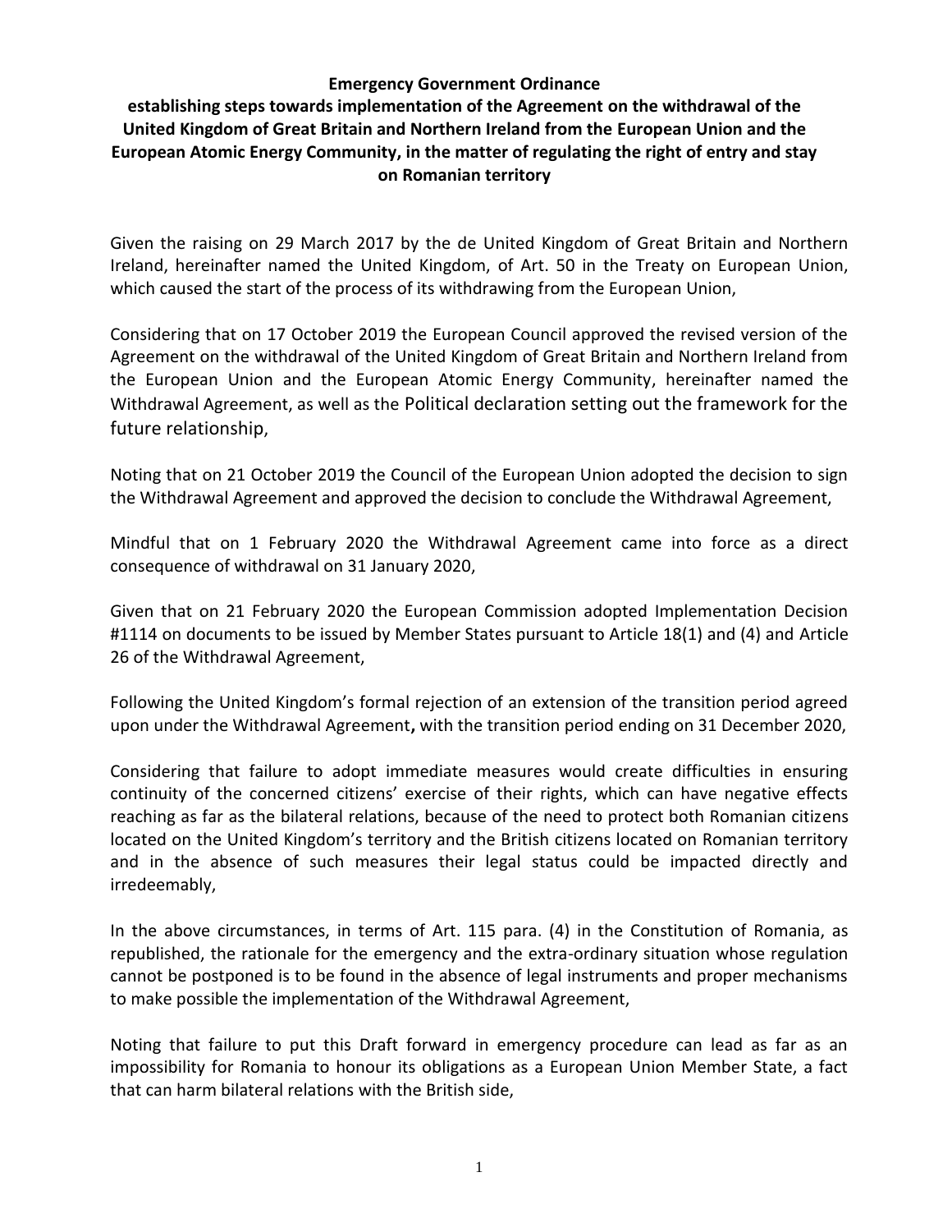**Emergency Government Ordinance**

**establishing steps towards implementation of the Agreement on the withdrawal of the United Kingdom of Great Britain and Northern Ireland from the European Union and the European Atomic Energy Community, in the matter of regulating the right of entry and stay on Romanian territory**

Given the raising on 29 March 2017 by the de United Kingdom of Great Britain and Northern Ireland, hereinafter named the United Kingdom, of Art. 50 in the Treaty on European Union, which caused the start of the process of its withdrawing from the European Union,

Considering that on 17 October 2019 the European Council approved the revised version of the Agreement on the withdrawal of the United Kingdom of Great Britain and Northern Ireland from the European Union and the European Atomic Energy Community, hereinafter named the Withdrawal Agreement, as well as the Political declaration setting out the framework for the future relationship,

Noting that on 21 October 2019 the Council of the European Union adopted the decision to sign the Withdrawal Agreement and approved the decision to conclude the Withdrawal Agreement,

Mindful that on 1 February 2020 the Withdrawal Agreement came into force as a direct consequence of withdrawal on 31 January 2020,

Given that on 21 February 2020 the European Commission adopted Implementation Decision #1114 on documents to be issued by Member States pursuant to Article 18(1) and (4) and Article 26 of the Withdrawal Agreement,

Following the United Kingdom's formal rejection of an extension of the transition period agreed upon under the Withdrawal Agreement**,** with the transition period ending on 31 December 2020,

Considering that failure to adopt immediate measures would create difficulties in ensuring continuity of the concerned citizens' exercise of their rights, which can have negative effects reaching as far as the bilateral relations, because of the need to protect both Romanian citizens located on the United Kingdom's territory and the British citizens located on Romanian territory and in the absence of such measures their legal status could be impacted directly and irredeemably,

In the above circumstances, in terms of Art. 115 para. (4) in the Constitution of Romania, as republished, the rationale for the emergency and the extra-ordinary situation whose regulation cannot be postponed is to be found in the absence of legal instruments and proper mechanisms to make possible the implementation of the Withdrawal Agreement,

Noting that failure to put this Draft forward in emergency procedure can lead as far as an impossibility for Romania to honour its obligations as a European Union Member State, a fact that can harm bilateral relations with the British side,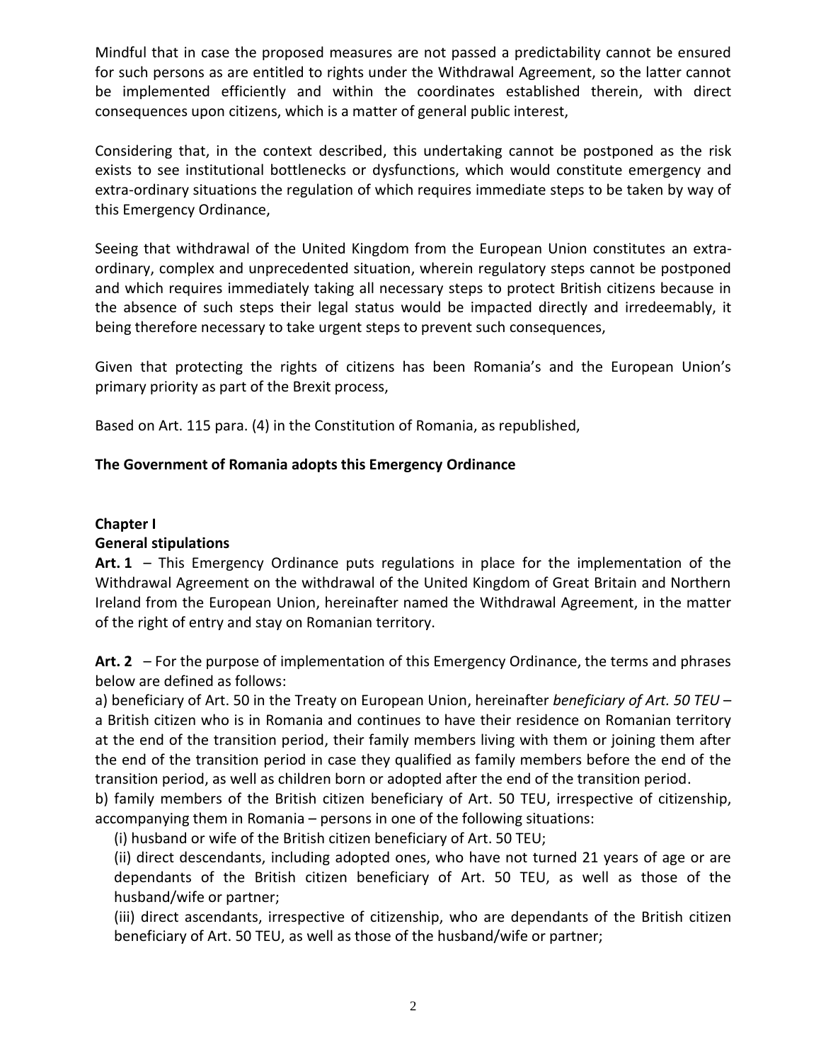Mindful that in case the proposed measures are not passed a predictability cannot be ensured for such persons as are entitled to rights under the Withdrawal Agreement, so the latter cannot be implemented efficiently and within the coordinates established therein, with direct consequences upon citizens, which is a matter of general public interest,

Considering that, in the context described, this undertaking cannot be postponed as the risk exists to see institutional bottlenecks or dysfunctions, which would constitute emergency and extra-ordinary situations the regulation of which requires immediate steps to be taken by way of this Emergency Ordinance,

Seeing that withdrawal of the United Kingdom from the European Union constitutes an extra-ordinary, complex and unprecedented situation, wherein regulatory steps cannot be postponed and which requires immediately taking all necessary steps to protect British citizens because in the absence of such steps their legal status would be impacted directly and irredeemably, it being therefore necessary to take urgent steps to prevent such consequences,

Given that protecting the rights of citizens has been Romania's and the European Union's primary priority as part of the Brexit process,

Based on Art. 115 para. (4) in the Constitution of Romania, as republished,

**The Government of Romania adopts this Emergency Ordinance**

## Chapter I

## General stipulations

**Art. 1** – This Emergency Ordinance puts regulations in place for the implementation of the Withdrawal Agreement on the withdrawal of the United Kingdom of Great Britain and Northern Ireland from the European Union, hereinafter named the Withdrawal Agreement, in the matter of the right of entry and stay on Romanian territory.

**Art. 2** – For the purpose of implementation of this Emergency Ordinance, the terms and phrases below are defined as follows:

a) beneficiary of Art. 50 in the Treaty on European Union, hereinafter *beneficiary of Art. 50 TEU* – a British citizen who is in Romania and continues to have their residence on Romanian territory at the end of the transition period, their family members living with them or joining them after the end of the transition period in case they qualified as family members before the end of the transition period, as well as children born or adopted after the end of the transition period.

b) family members of the British citizen beneficiary of Art. 50 TEU, irrespective of citizenship, accompanying them in Romania – persons in one of the following situations:

(i) husband or wife of the British citizen beneficiary of Art. 50 TEU;

(ii) direct descendants, including adopted ones, who have not turned 21 years of age or are dependants of the British citizen beneficiary of Art. 50 TEU, as well as those of the husband/wife or partner;

(iii) direct ascendants, irrespective of citizenship, who are dependants of the British citizen beneficiary of Art. 50 TEU, as well as those of the husband/wife or partner;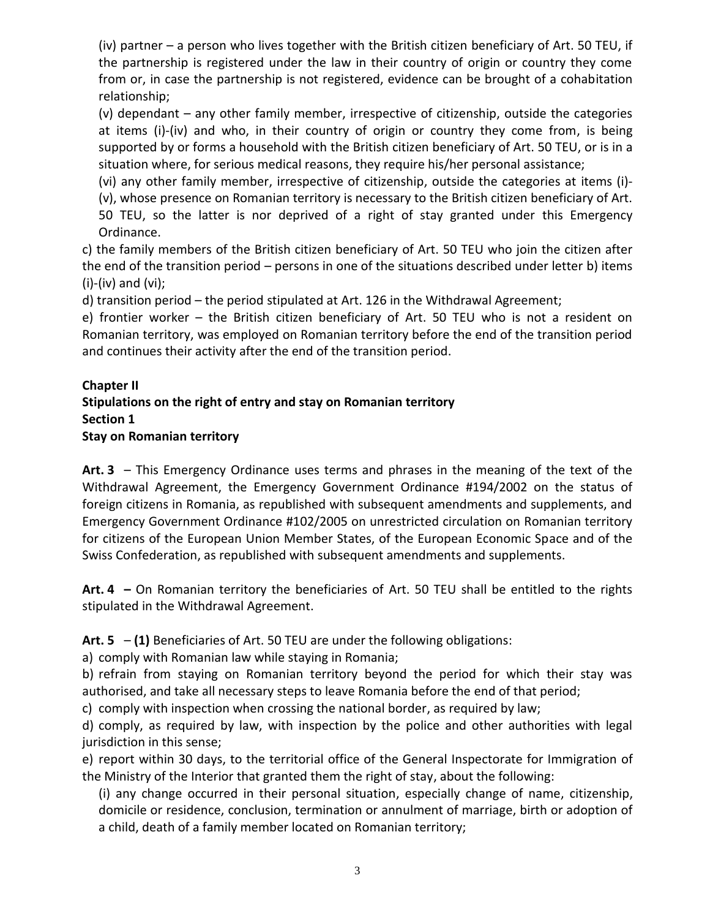(iv) partner – a person who lives together with the British citizen beneficiary of Art. 50 TEU, if the partnership is registered under the law in their country of origin or country they come from or, in case the partnership is not registered, evidence can be brought of a cohabitation relationship;

(v) dependant – any other family member, irrespective of citizenship, outside the categories at items (i)-(iv) and who, in their country of origin or country they come from, is being supported by or forms a household with the British citizen beneficiary of Art. 50 TEU, or is in a situation where, for serious medical reasons, they require his/her personal assistance;

(vi) any other family member, irrespective of citizenship, outside the categories at items (i)-(v), whose presence on Romanian territory is necessary to the British citizen beneficiary of Art. 50 TEU, so the latter is nor deprived of a right of stay granted under this Emergency Ordinance.

c) the family members of the British citizen beneficiary of Art. 50 TEU who join the citizen after the end of the transition period – persons in one of the situations described under letter b) items (i)-(iv) and (vi);

d) transition period – the period stipulated at Art. 126 in the Withdrawal Agreement;

e) frontier worker – the British citizen beneficiary of Art. 50 TEU who is not a resident on Romanian territory, was employed on Romanian territory before the end of the transition period and continues their activity after the end of the transition period.

**Chapter II**
**Stipulations on the right of entry and stay on Romanian territory**
**Section 1**
**Stay on Romanian territory**

**Art. 3** – This Emergency Ordinance uses terms and phrases in the meaning of the text of the Withdrawal Agreement, the Emergency Government Ordinance #194/2002 on the status of foreign citizens in Romania, as republished with subsequent amendments and supplements, and Emergency Government Ordinance #102/2005 on unrestricted circulation on Romanian territory for citizens of the European Union Member States, of the European Economic Space and of the Swiss Confederation, as republished with subsequent amendments and supplements.

**Art. 4 –** On Romanian territory the beneficiaries of Art. 50 TEU shall be entitled to the rights stipulated in the Withdrawal Agreement.

**Art. 5** – **(1)** Beneficiaries of Art. 50 TEU are under the following obligations:

a) comply with Romanian law while staying in Romania;

b) refrain from staying on Romanian territory beyond the period for which their stay was authorised, and take all necessary steps to leave Romania before the end of that period;

c) comply with inspection when crossing the national border, as required by law;

d) comply, as required by law, with inspection by the police and other authorities with legal jurisdiction in this sense;

e) report within 30 days, to the territorial office of the General Inspectorate for Immigration of the Ministry of the Interior that granted them the right of stay, about the following:

(i) any change occurred in their personal situation, especially change of name, citizenship, domicile or residence, conclusion, termination or annulment of marriage, birth or adoption of a child, death of a family member located on Romanian territory;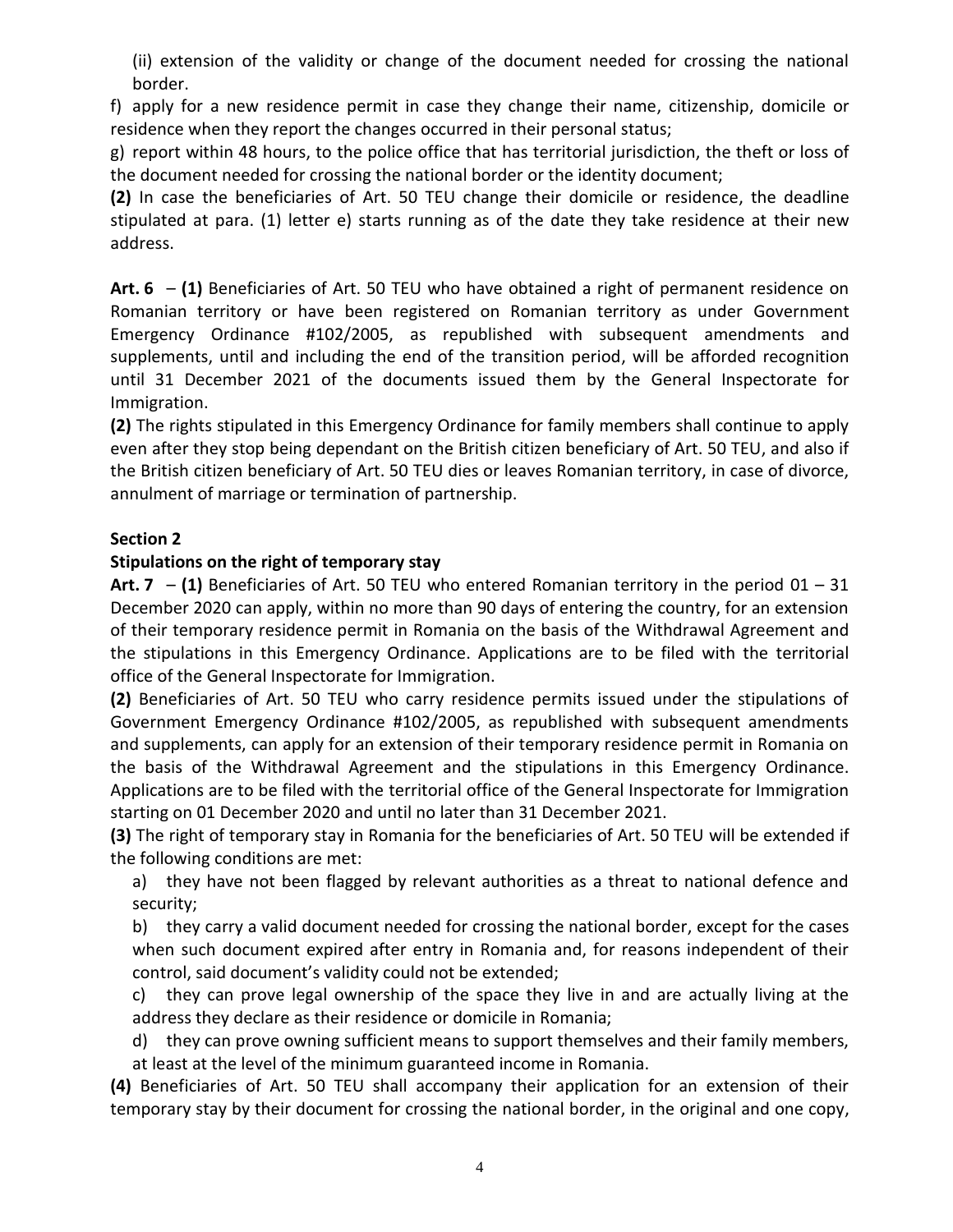(ii) extension of the validity or change of the document needed for crossing the national border.

f) apply for a new residence permit in case they change their name, citizenship, domicile or residence when they report the changes occurred in their personal status;

g) report within 48 hours, to the police office that has territorial jurisdiction, the theft or loss of the document needed for crossing the national border or the identity document;

**(2)** In case the beneficiaries of Art. 50 TEU change their domicile or residence, the deadline stipulated at para. (1) letter e) starts running as of the date they take residence at their new address.

**Art. 6** – **(1)** Beneficiaries of Art. 50 TEU who have obtained a right of permanent residence on Romanian territory or have been registered on Romanian territory as under Government Emergency Ordinance #102/2005, as republished with subsequent amendments and supplements, until and including the end of the transition period, will be afforded recognition until 31 December 2021 of the documents issued them by the General Inspectorate for Immigration.

**(2)** The rights stipulated in this Emergency Ordinance for family members shall continue to apply even after they stop being dependant on the British citizen beneficiary of Art. 50 TEU, and also if the British citizen beneficiary of Art. 50 TEU dies or leaves Romanian territory, in case of divorce, annulment of marriage or termination of partnership.

**Section 2**

**Stipulations on the right of temporary stay**

**Art. 7** – **(1)** Beneficiaries of Art. 50 TEU who entered Romanian territory in the period 01 – 31 December 2020 can apply, within no more than 90 days of entering the country, for an extension of their temporary residence permit in Romania on the basis of the Withdrawal Agreement and the stipulations in this Emergency Ordinance. Applications are to be filed with the territorial office of the General Inspectorate for Immigration.

**(2)** Beneficiaries of Art. 50 TEU who carry residence permits issued under the stipulations of Government Emergency Ordinance #102/2005, as republished with subsequent amendments and supplements, can apply for an extension of their temporary residence permit in Romania on the basis of the Withdrawal Agreement and the stipulations in this Emergency Ordinance. Applications are to be filed with the territorial office of the General Inspectorate for Immigration starting on 01 December 2020 and until no later than 31 December 2021.

**(3)** The right of temporary stay in Romania for the beneficiaries of Art. 50 TEU will be extended if the following conditions are met:

a) they have not been flagged by relevant authorities as a threat to national defence and security;

b) they carry a valid document needed for crossing the national border, except for the cases when such document expired after entry in Romania and, for reasons independent of their control, said document's validity could not be extended;

c) they can prove legal ownership of the space they live in and are actually living at the address they declare as their residence or domicile in Romania;

d) they can prove owning sufficient means to support themselves and their family members, at least at the level of the minimum guaranteed income in Romania.

**(4)** Beneficiaries of Art. 50 TEU shall accompany their application for an extension of their temporary stay by their document for crossing the national border, in the original and one copy,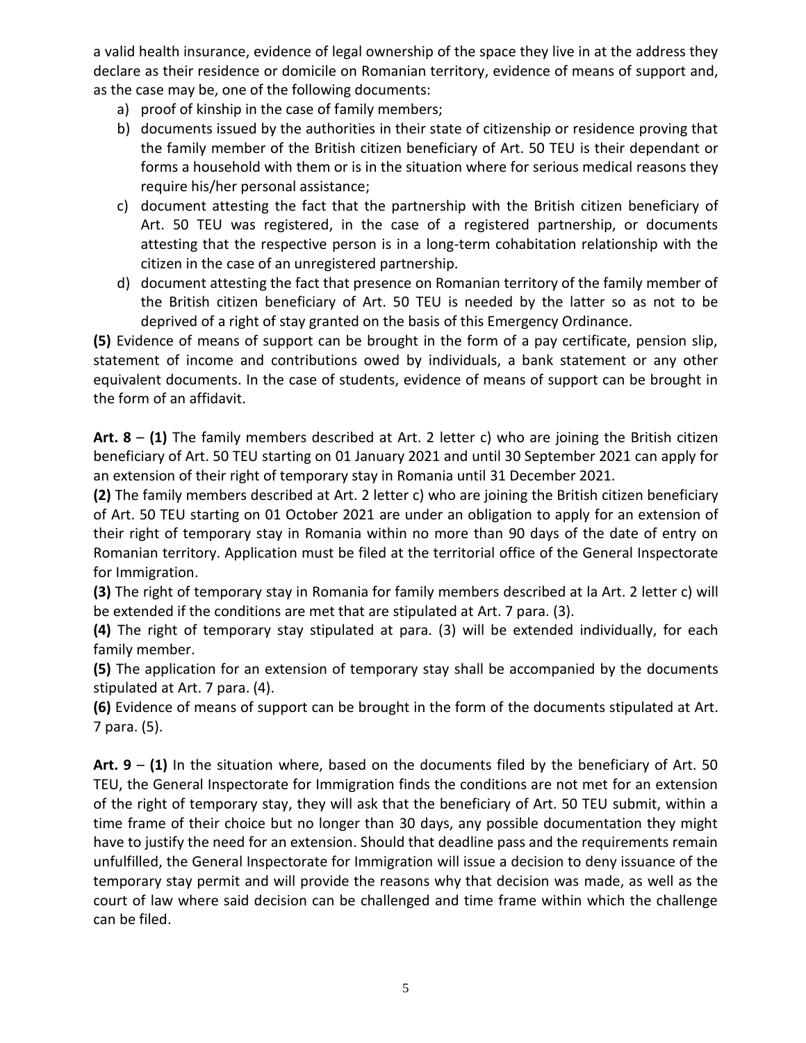a valid health insurance, evidence of legal ownership of the space they live in at the address they declare as their residence or domicile on Romanian territory, evidence of means of support and, as the case may be, one of the following documents:

a) proof of kinship in the case of family members;
b) documents issued by the authorities in their state of citizenship or residence proving that the family member of the British citizen beneficiary of Art. 50 TEU is their dependant or forms a household with them or is in the situation where for serious medical reasons they require his/her personal assistance;
c) document attesting the fact that the partnership with the British citizen beneficiary of Art. 50 TEU was registered, in the case of a registered partnership, or documents attesting that the respective person is in a long-term cohabitation relationship with the citizen in the case of an unregistered partnership.
d) document attesting the fact that presence on Romanian territory of the family member of the British citizen beneficiary of Art. 50 TEU is needed by the latter so as not to be deprived of a right of stay granted on the basis of this Emergency Ordinance.

**(5)** Evidence of means of support can be brought in the form of a pay certificate, pension slip, statement of income and contributions owed by individuals, a bank statement or any other equivalent documents. In the case of students, evidence of means of support can be brought in the form of an affidavit.

**Art. 8** – **(1)** The family members described at Art. 2 letter c) who are joining the British citizen beneficiary of Art. 50 TEU starting on 01 January 2021 and until 30 September 2021 can apply for an extension of their right of temporary stay in Romania until 31 December 2021.

**(2)** The family members described at Art. 2 letter c) who are joining the British citizen beneficiary of Art. 50 TEU starting on 01 October 2021 are under an obligation to apply for an extension of their right of temporary stay in Romania within no more than 90 days of the date of entry on Romanian territory. Application must be filed at the territorial office of the General Inspectorate for Immigration.

**(3)** The right of temporary stay in Romania for family members described at la Art. 2 letter c) will be extended if the conditions are met that are stipulated at Art. 7 para. (3).

**(4)** The right of temporary stay stipulated at para. (3) will be extended individually, for each family member.

**(5)** The application for an extension of temporary stay shall be accompanied by the documents stipulated at Art. 7 para. (4).

**(6)** Evidence of means of support can be brought in the form of the documents stipulated at Art. 7 para. (5).

**Art. 9** – **(1)** In the situation where, based on the documents filed by the beneficiary of Art. 50 TEU, the General Inspectorate for Immigration finds the conditions are not met for an extension of the right of temporary stay, they will ask that the beneficiary of Art. 50 TEU submit, within a time frame of their choice but no longer than 30 days, any possible documentation they might have to justify the need for an extension. Should that deadline pass and the requirements remain unfulfilled, the General Inspectorate for Immigration will issue a decision to deny issuance of the temporary stay permit and will provide the reasons why that decision was made, as well as the court of law where said decision can be challenged and time frame within which the challenge can be filed.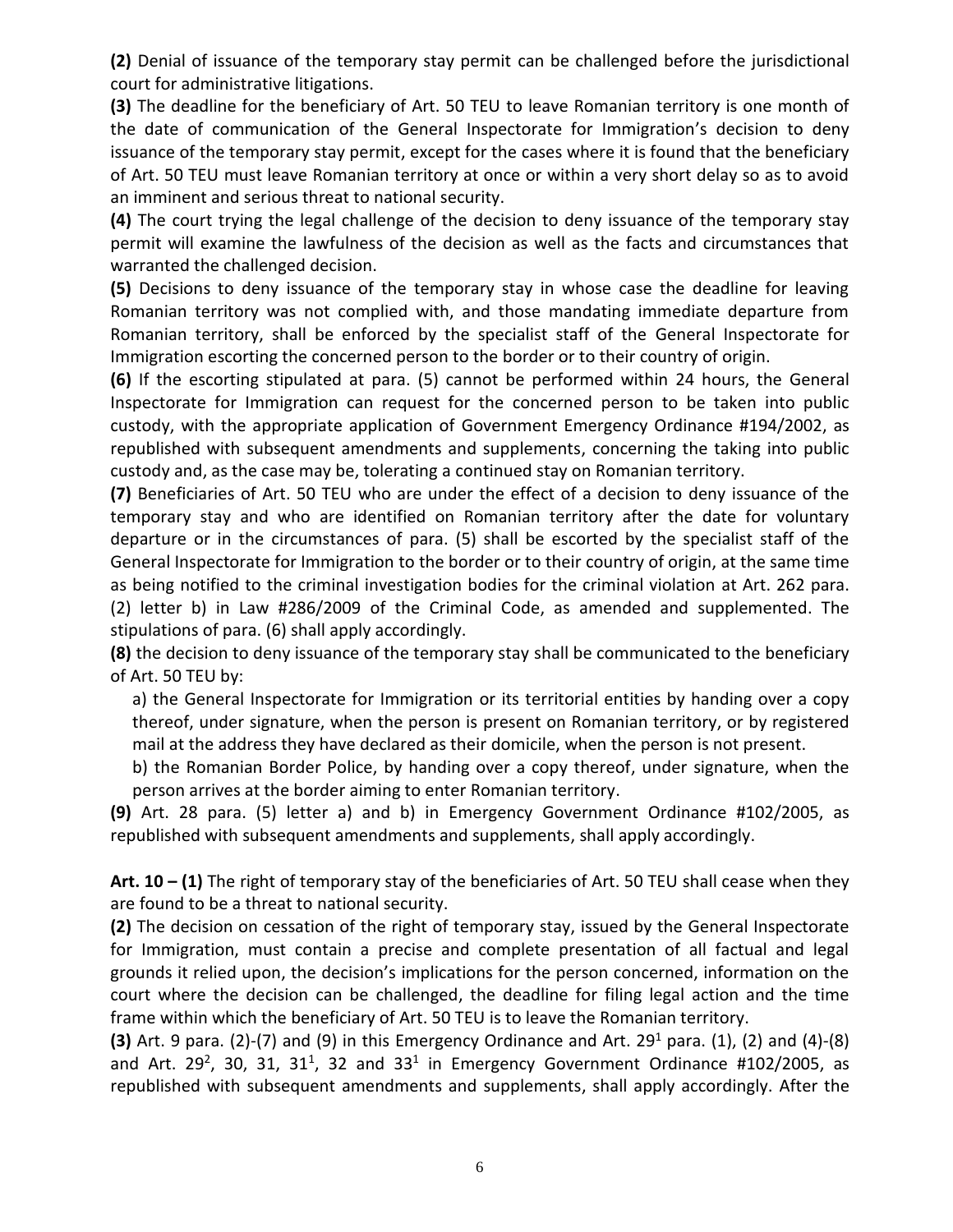**(2)** Denial of issuance of the temporary stay permit can be challenged before the jurisdictional court for administrative litigations.

**(3)** The deadline for the beneficiary of Art. 50 TEU to leave Romanian territory is one month of the date of communication of the General Inspectorate for Immigration's decision to deny issuance of the temporary stay permit, except for the cases where it is found that the beneficiary of Art. 50 TEU must leave Romanian territory at once or within a very short delay so as to avoid an imminent and serious threat to national security.

**(4)** The court trying the legal challenge of the decision to deny issuance of the temporary stay permit will examine the lawfulness of the decision as well as the facts and circumstances that warranted the challenged decision.

**(5)** Decisions to deny issuance of the temporary stay in whose case the deadline for leaving Romanian territory was not complied with, and those mandating immediate departure from Romanian territory, shall be enforced by the specialist staff of the General Inspectorate for Immigration escorting the concerned person to the border or to their country of origin.

**(6)** If the escorting stipulated at para. (5) cannot be performed within 24 hours, the General Inspectorate for Immigration can request for the concerned person to be taken into public custody, with the appropriate application of Government Emergency Ordinance #194/2002, as republished with subsequent amendments and supplements, concerning the taking into public custody and, as the case may be, tolerating a continued stay on Romanian territory.

**(7)** Beneficiaries of Art. 50 TEU who are under the effect of a decision to deny issuance of the temporary stay and who are identified on Romanian territory after the date for voluntary departure or in the circumstances of para. (5) shall be escorted by the specialist staff of the General Inspectorate for Immigration to the border or to their country of origin, at the same time as being notified to the criminal investigation bodies for the criminal violation at Art. 262 para. (2) letter b) in Law #286/2009 of the Criminal Code, as amended and supplemented. The stipulations of para. (6) shall apply accordingly.

**(8)** the decision to deny issuance of the temporary stay shall be communicated to the beneficiary of Art. 50 TEU by:

a) the General Inspectorate for Immigration or its territorial entities by handing over a copy thereof, under signature, when the person is present on Romanian territory, or by registered mail at the address they have declared as their domicile, when the person is not present.

b) the Romanian Border Police, by handing over a copy thereof, under signature, when the person arrives at the border aiming to enter Romanian territory.

**(9)** Art. 28 para. (5) letter a) and b) in Emergency Government Ordinance #102/2005, as republished with subsequent amendments and supplements, shall apply accordingly.

**Art. 10 – (1)** The right of temporary stay of the beneficiaries of Art. 50 TEU shall cease when they are found to be a threat to national security.

**(2)** The decision on cessation of the right of temporary stay, issued by the General Inspectorate for Immigration, must contain a precise and complete presentation of all factual and legal grounds it relied upon, the decision's implications for the person concerned, information on the court where the decision can be challenged, the deadline for filing legal action and the time frame within which the beneficiary of Art. 50 TEU is to leave the Romanian territory.

**(3)** Art. 9 para. (2)-(7) and (9) in this Emergency Ordinance and Art. 29[1] para. (1), (2) and (4)-(8) and Art. 29[2], 30, 31, 31[1], 32 and 33[1] in Emergency Government Ordinance #102/2005, as republished with subsequent amendments and supplements, shall apply accordingly. After the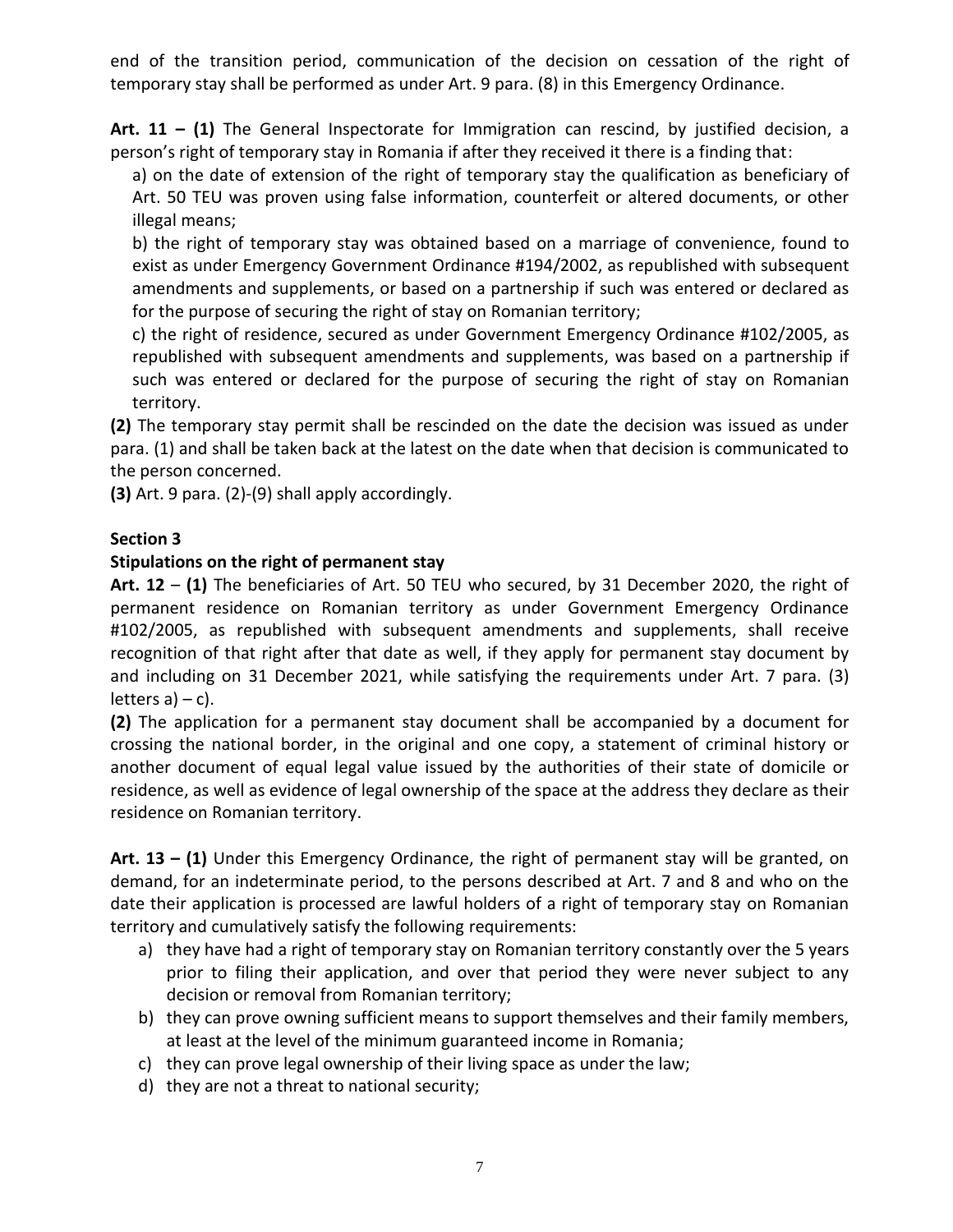end of the transition period, communication of the decision on cessation of the right of temporary stay shall be performed as under Art. 9 para. (8) in this Emergency Ordinance.

**Art. 11 – (1)** The General Inspectorate for Immigration can rescind, by justified decision, a person's right of temporary stay in Romania if after they received it there is a finding that:

a) on the date of extension of the right of temporary stay the qualification as beneficiary of Art. 50 TEU was proven using false information, counterfeit or altered documents, or other illegal means;

b) the right of temporary stay was obtained based on a marriage of convenience, found to exist as under Emergency Government Ordinance #194/2002, as republished with subsequent amendments and supplements, or based on a partnership if such was entered or declared as for the purpose of securing the right of stay on Romanian territory;

c) the right of residence, secured as under Government Emergency Ordinance #102/2005, as republished with subsequent amendments and supplements, was based on a partnership if such was entered or declared for the purpose of securing the right of stay on Romanian territory.

**(2)** The temporary stay permit shall be rescinded on the date the decision was issued as under para. (1) and shall be taken back at the latest on the date when that decision is communicated to the person concerned.

**(3)** Art. 9 para. (2)-(9) shall apply accordingly.

**Section 3**

**Stipulations on the right of permanent stay**

**Art. 12** – **(1)** The beneficiaries of Art. 50 TEU who secured, by 31 December 2020, the right of permanent residence on Romanian territory as under Government Emergency Ordinance #102/2005, as republished with subsequent amendments and supplements, shall receive recognition of that right after that date as well, if they apply for permanent stay document by and including on 31 December 2021, while satisfying the requirements under Art. 7 para. (3) letters a) – c).

**(2)** The application for a permanent stay document shall be accompanied by a document for crossing the national border, in the original and one copy, a statement of criminal history or another document of equal legal value issued by the authorities of their state of domicile or residence, as well as evidence of legal ownership of the space at the address they declare as their residence on Romanian territory.

**Art. 13 – (1)** Under this Emergency Ordinance, the right of permanent stay will be granted, on demand, for an indeterminate period, to the persons described at Art. 7 and 8 and who on the date their application is processed are lawful holders of a right of temporary stay on Romanian territory and cumulatively satisfy the following requirements:

a) they have had a right of temporary stay on Romanian territory constantly over the 5 years prior to filing their application, and over that period they were never subject to any decision or removal from Romanian territory;
b) they can prove owning sufficient means to support themselves and their family members, at least at the level of the minimum guaranteed income in Romania;
c) they can prove legal ownership of their living space as under the law;
d) they are not a threat to national security;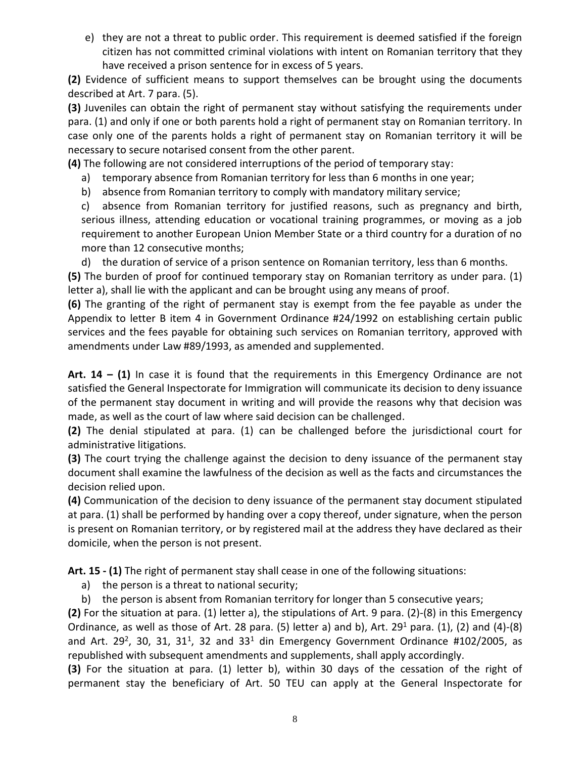e) they are not a threat to public order. This requirement is deemed satisfied if the foreign citizen has not committed criminal violations with intent on Romanian territory that they have received a prison sentence for in excess of 5 years.

**(2)** Evidence of sufficient means to support themselves can be brought using the documents described at Art. 7 para. (5).

**(3)** Juveniles can obtain the right of permanent stay without satisfying the requirements under para. (1) and only if one or both parents hold a right of permanent stay on Romanian territory. In case only one of the parents holds a right of permanent stay on Romanian territory it will be necessary to secure notarised consent from the other parent.

**(4)** The following are not considered interruptions of the period of temporary stay:

a) temporary absence from Romanian territory for less than 6 months in one year;

b) absence from Romanian territory to comply with mandatory military service;

c) absence from Romanian territory for justified reasons, such as pregnancy and birth, serious illness, attending education or vocational training programmes, or moving as a job requirement to another European Union Member State or a third country for a duration of no more than 12 consecutive months;

d) the duration of service of a prison sentence on Romanian territory, less than 6 months.

**(5)** The burden of proof for continued temporary stay on Romanian territory as under para. (1) letter a), shall lie with the applicant and can be brought using any means of proof.

**(6)** The granting of the right of permanent stay is exempt from the fee payable as under the Appendix to letter B item 4 in Government Ordinance #24/1992 on establishing certain public services and the fees payable for obtaining such services on Romanian territory, approved with amendments under Law #89/1993, as amended and supplemented.

**Art. 14 – (1)** In case it is found that the requirements in this Emergency Ordinance are not satisfied the General Inspectorate for Immigration will communicate its decision to deny issuance of the permanent stay document in writing and will provide the reasons why that decision was made, as well as the court of law where said decision can be challenged.

**(2)** The denial stipulated at para. (1) can be challenged before the jurisdictional court for administrative litigations.

**(3)** The court trying the challenge against the decision to deny issuance of the permanent stay document shall examine the lawfulness of the decision as well as the facts and circumstances the decision relied upon.

**(4)** Communication of the decision to deny issuance of the permanent stay document stipulated at para. (1) shall be performed by handing over a copy thereof, under signature, when the person is present on Romanian territory, or by registered mail at the address they have declared as their domicile, when the person is not present.

**Art. 15 - (1)** The right of permanent stay shall cease in one of the following situations:

a) the person is a threat to national security;

b) the person is absent from Romanian territory for longer than 5 consecutive years;

**(2)** For the situation at para. (1) letter a), the stipulations of Art. 9 para. (2)-(8) in this Emergency Ordinance, as well as those of Art. 28 para. (5) letter a) and b), Art. 29[1] para. (1), (2) and (4)-(8) and Art. 29[2], 30, 31, 31[1], 32 and 33[1] din Emergency Government Ordinance #102/2005, as republished with subsequent amendments and supplements, shall apply accordingly.

**(3)** For the situation at para. (1) letter b), within 30 days of the cessation of the right of permanent stay the beneficiary of Art. 50 TEU can apply at the General Inspectorate for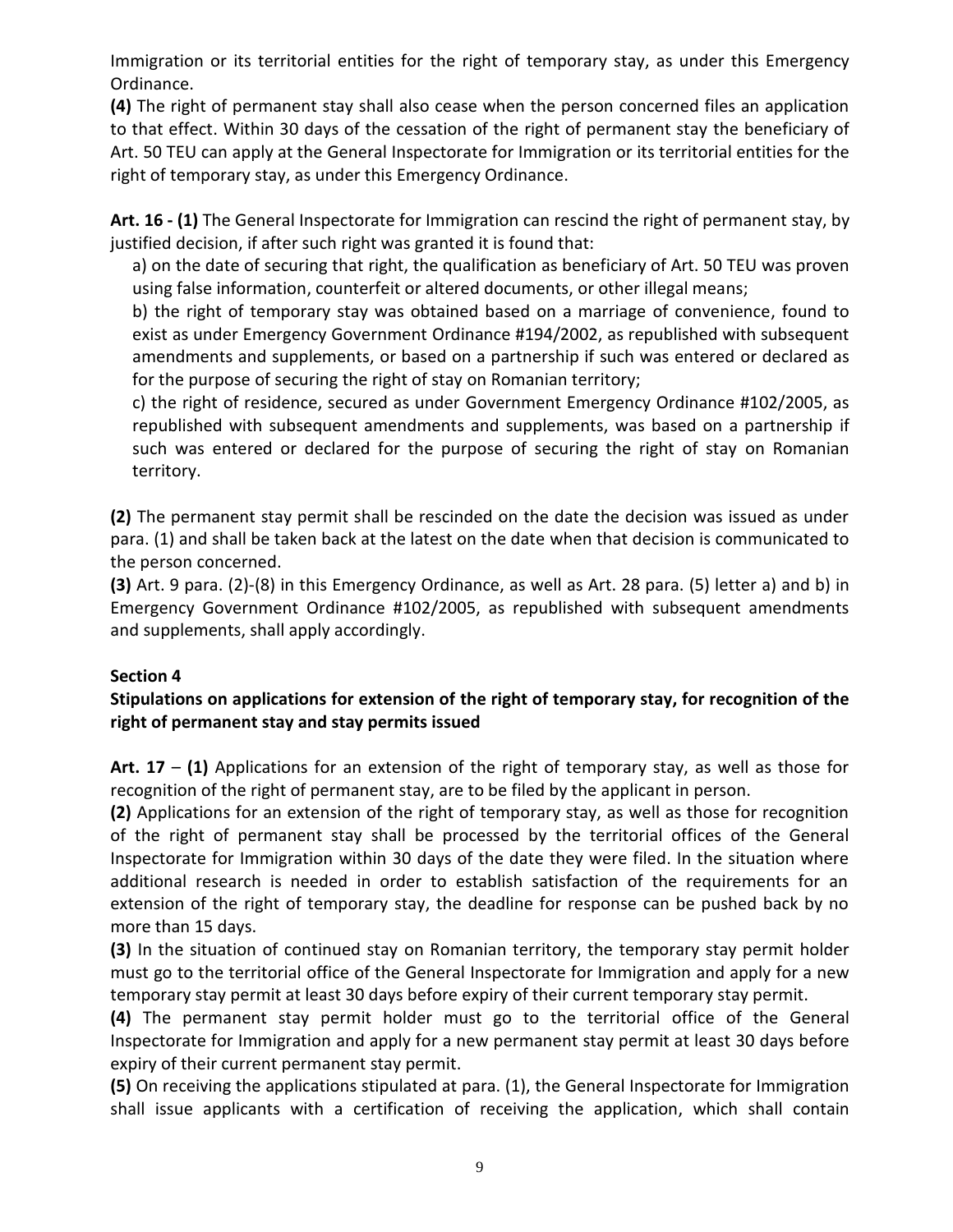Immigration or its territorial entities for the right of temporary stay, as under this Emergency Ordinance.

**(4)** The right of permanent stay shall also cease when the person concerned files an application to that effect. Within 30 days of the cessation of the right of permanent stay the beneficiary of Art. 50 TEU can apply at the General Inspectorate for Immigration or its territorial entities for the right of temporary stay, as under this Emergency Ordinance.

**Art. 16 - (1)** The General Inspectorate for Immigration can rescind the right of permanent stay, by justified decision, if after such right was granted it is found that:

a) on the date of securing that right, the qualification as beneficiary of Art. 50 TEU was proven using false information, counterfeit or altered documents, or other illegal means;

b) the right of temporary stay was obtained based on a marriage of convenience, found to exist as under Emergency Government Ordinance #194/2002, as republished with subsequent amendments and supplements, or based on a partnership if such was entered or declared as for the purpose of securing the right of stay on Romanian territory;

c) the right of residence, secured as under Government Emergency Ordinance #102/2005, as republished with subsequent amendments and supplements, was based on a partnership if such was entered or declared for the purpose of securing the right of stay on Romanian territory.

**(2)** The permanent stay permit shall be rescinded on the date the decision was issued as under para. (1) and shall be taken back at the latest on the date when that decision is communicated to the person concerned.

**(3)** Art. 9 para. (2)-(8) in this Emergency Ordinance, as well as Art. 28 para. (5) letter a) and b) in Emergency Government Ordinance #102/2005, as republished with subsequent amendments and supplements, shall apply accordingly.

**Section 4**

**Stipulations on applications for extension of the right of temporary stay, for recognition of the right of permanent stay and stay permits issued**

**Art. 17** – **(1)** Applications for an extension of the right of temporary stay, as well as those for recognition of the right of permanent stay, are to be filed by the applicant in person.

**(2)** Applications for an extension of the right of temporary stay, as well as those for recognition of the right of permanent stay shall be processed by the territorial offices of the General Inspectorate for Immigration within 30 days of the date they were filed. In the situation where additional research is needed in order to establish satisfaction of the requirements for an extension of the right of temporary stay, the deadline for response can be pushed back by no more than 15 days.

**(3)** In the situation of continued stay on Romanian territory, the temporary stay permit holder must go to the territorial office of the General Inspectorate for Immigration and apply for a new temporary stay permit at least 30 days before expiry of their current temporary stay permit.

**(4)** The permanent stay permit holder must go to the territorial office of the General Inspectorate for Immigration and apply for a new permanent stay permit at least 30 days before expiry of their current permanent stay permit.

**(5)** On receiving the applications stipulated at para. (1), the General Inspectorate for Immigration shall issue applicants with a certification of receiving the application, which shall contain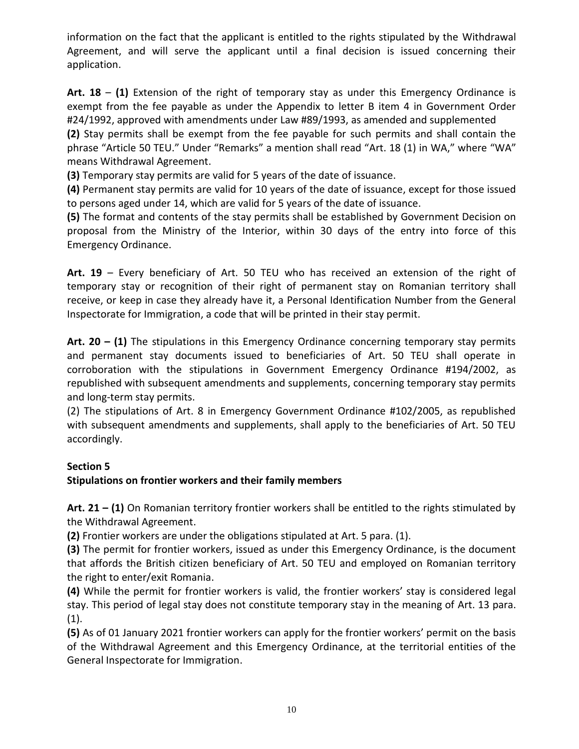information on the fact that the applicant is entitled to the rights stipulated by the Withdrawal Agreement, and will serve the applicant until a final decision is issued concerning their application.

**Art. 18** – **(1)** Extension of the right of temporary stay as under this Emergency Ordinance is exempt from the fee payable as under the Appendix to letter B item 4 in Government Order #24/1992, approved with amendments under Law #89/1993, as amended and supplemented

**(2)** Stay permits shall be exempt from the fee payable for such permits and shall contain the phrase "Article 50 TEU." Under "Remarks" a mention shall read "Art. 18 (1) in WA," where "WA" means Withdrawal Agreement.

**(3)** Temporary stay permits are valid for 5 years of the date of issuance.

**(4)** Permanent stay permits are valid for 10 years of the date of issuance, except for those issued to persons aged under 14, which are valid for 5 years of the date of issuance.

**(5)** The format and contents of the stay permits shall be established by Government Decision on proposal from the Ministry of the Interior, within 30 days of the entry into force of this Emergency Ordinance.

**Art. 19** – Every beneficiary of Art. 50 TEU who has received an extension of the right of temporary stay or recognition of their right of permanent stay on Romanian territory shall receive, or keep in case they already have it, a Personal Identification Number from the General Inspectorate for Immigration, a code that will be printed in their stay permit.

**Art. 20 – (1)** The stipulations in this Emergency Ordinance concerning temporary stay permits and permanent stay documents issued to beneficiaries of Art. 50 TEU shall operate in corroboration with the stipulations in Government Emergency Ordinance #194/2002, as republished with subsequent amendments and supplements, concerning temporary stay permits and long-term stay permits.

(2) The stipulations of Art. 8 in Emergency Government Ordinance #102/2005, as republished with subsequent amendments and supplements, shall apply to the beneficiaries of Art. 50 TEU accordingly.

**Section 5**

**Stipulations on frontier workers and their family members**

**Art. 21 – (1)** On Romanian territory frontier workers shall be entitled to the rights stimulated by the Withdrawal Agreement.

**(2)** Frontier workers are under the obligations stipulated at Art. 5 para. (1).

**(3)** The permit for frontier workers, issued as under this Emergency Ordinance, is the document that affords the British citizen beneficiary of Art. 50 TEU and employed on Romanian territory the right to enter/exit Romania.

**(4)** While the permit for frontier workers is valid, the frontier workers' stay is considered legal stay. This period of legal stay does not constitute temporary stay in the meaning of Art. 13 para. (1).

**(5)** As of 01 January 2021 frontier workers can apply for the frontier workers' permit on the basis of the Withdrawal Agreement and this Emergency Ordinance, at the territorial entities of the General Inspectorate for Immigration.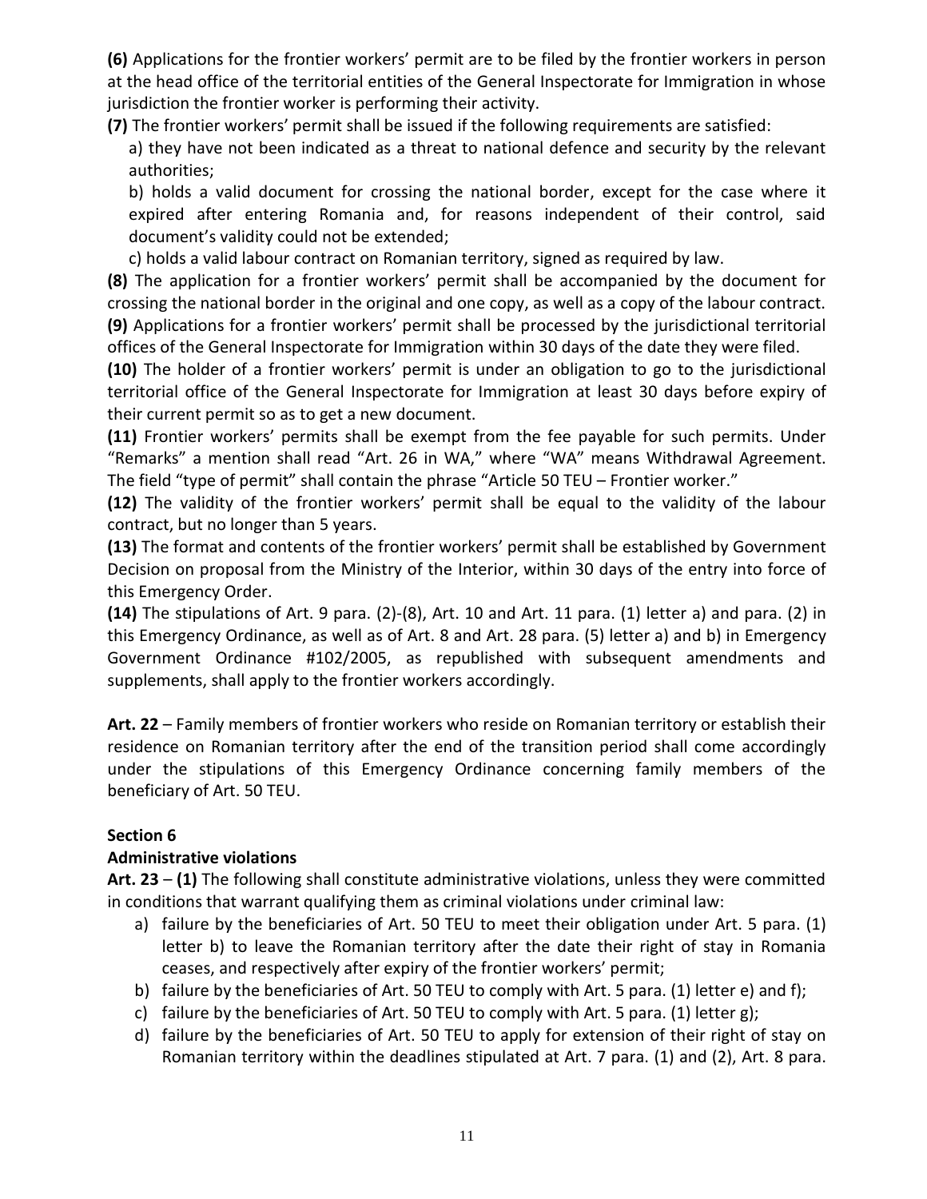**(6)** Applications for the frontier workers' permit are to be filed by the frontier workers in person at the head office of the territorial entities of the General Inspectorate for Immigration in whose jurisdiction the frontier worker is performing their activity.

**(7)** The frontier workers' permit shall be issued if the following requirements are satisfied:

a) they have not been indicated as a threat to national defence and security by the relevant authorities;

b) holds a valid document for crossing the national border, except for the case where it expired after entering Romania and, for reasons independent of their control, said document's validity could not be extended;

c) holds a valid labour contract on Romanian territory, signed as required by law.

**(8)** The application for a frontier workers' permit shall be accompanied by the document for crossing the national border in the original and one copy, as well as a copy of the labour contract.

**(9)** Applications for a frontier workers' permit shall be processed by the jurisdictional territorial offices of the General Inspectorate for Immigration within 30 days of the date they were filed.

**(10)** The holder of a frontier workers' permit is under an obligation to go to the jurisdictional territorial office of the General Inspectorate for Immigration at least 30 days before expiry of their current permit so as to get a new document.

**(11)** Frontier workers' permits shall be exempt from the fee payable for such permits. Under "Remarks" a mention shall read "Art. 26 in WA," where "WA" means Withdrawal Agreement. The field "type of permit" shall contain the phrase "Article 50 TEU – Frontier worker."

**(12)** The validity of the frontier workers' permit shall be equal to the validity of the labour contract, but no longer than 5 years.

**(13)** The format and contents of the frontier workers' permit shall be established by Government Decision on proposal from the Ministry of the Interior, within 30 days of the entry into force of this Emergency Order.

**(14)** The stipulations of Art. 9 para. (2)-(8), Art. 10 and Art. 11 para. (1) letter a) and para. (2) in this Emergency Ordinance, as well as of Art. 8 and Art. 28 para. (5) letter a) and b) in Emergency Government Ordinance #102/2005, as republished with subsequent amendments and supplements, shall apply to the frontier workers accordingly.

**Art. 22** – Family members of frontier workers who reside on Romanian territory or establish their residence on Romanian territory after the end of the transition period shall come accordingly under the stipulations of this Emergency Ordinance concerning family members of the beneficiary of Art. 50 TEU.

**Section 6**

**Administrative violations**

**Art. 23** – **(1)** The following shall constitute administrative violations, unless they were committed in conditions that warrant qualifying them as criminal violations under criminal law:

a) failure by the beneficiaries of Art. 50 TEU to meet their obligation under Art. 5 para. (1) letter b) to leave the Romanian territory after the date their right of stay in Romania ceases, and respectively after expiry of the frontier workers' permit;
b) failure by the beneficiaries of Art. 50 TEU to comply with Art. 5 para. (1) letter e) and f);
c) failure by the beneficiaries of Art. 50 TEU to comply with Art. 5 para. (1) letter g);
d) failure by the beneficiaries of Art. 50 TEU to apply for extension of their right of stay on Romanian territory within the deadlines stipulated at Art. 7 para. (1) and (2), Art. 8 para.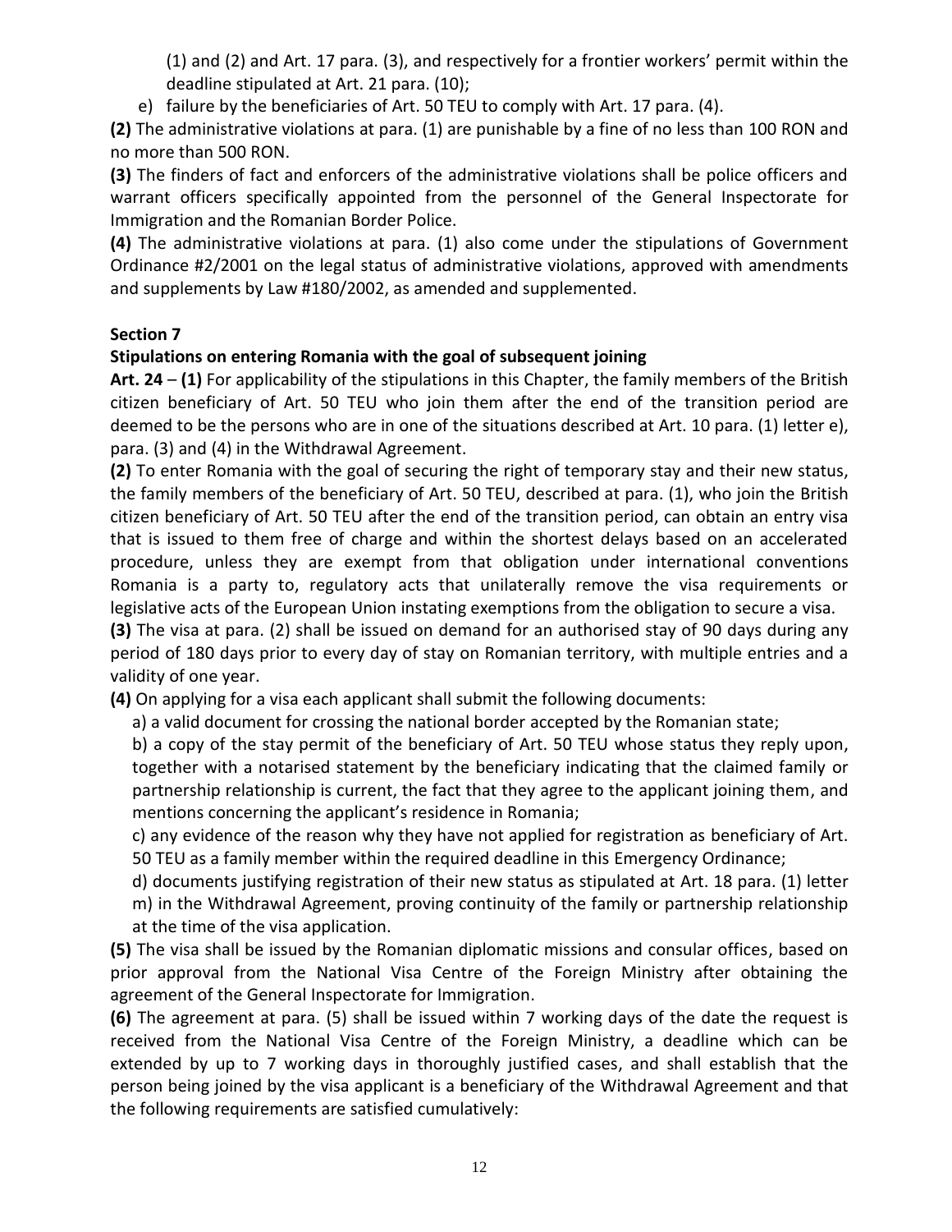(1) and (2) and Art. 17 para. (3), and respectively for a frontier workers' permit within the deadline stipulated at Art. 21 para. (10);

e) failure by the beneficiaries of Art. 50 TEU to comply with Art. 17 para. (4).

**(2)** The administrative violations at para. (1) are punishable by a fine of no less than 100 RON and no more than 500 RON.

**(3)** The finders of fact and enforcers of the administrative violations shall be police officers and warrant officers specifically appointed from the personnel of the General Inspectorate for Immigration and the Romanian Border Police.

**(4)** The administrative violations at para. (1) also come under the stipulations of Government Ordinance #2/2001 on the legal status of administrative violations, approved with amendments and supplements by Law #180/2002, as amended and supplemented.

**Section 7**

**Stipulations on entering Romania with the goal of subsequent joining**

**Art. 24** – **(1)** For applicability of the stipulations in this Chapter, the family members of the British citizen beneficiary of Art. 50 TEU who join them after the end of the transition period are deemed to be the persons who are in one of the situations described at Art. 10 para. (1) letter e), para. (3) and (4) in the Withdrawal Agreement.

**(2)** To enter Romania with the goal of securing the right of temporary stay and their new status, the family members of the beneficiary of Art. 50 TEU, described at para. (1), who join the British citizen beneficiary of Art. 50 TEU after the end of the transition period, can obtain an entry visa that is issued to them free of charge and within the shortest delays based on an accelerated procedure, unless they are exempt from that obligation under international conventions Romania is a party to, regulatory acts that unilaterally remove the visa requirements or legislative acts of the European Union instating exemptions from the obligation to secure a visa.

**(3)** The visa at para. (2) shall be issued on demand for an authorised stay of 90 days during any period of 180 days prior to every day of stay on Romanian territory, with multiple entries and a validity of one year.

**(4)** On applying for a visa each applicant shall submit the following documents:

a) a valid document for crossing the national border accepted by the Romanian state;

b) a copy of the stay permit of the beneficiary of Art. 50 TEU whose status they reply upon, together with a notarised statement by the beneficiary indicating that the claimed family or partnership relationship is current, the fact that they agree to the applicant joining them, and mentions concerning the applicant's residence in Romania;

c) any evidence of the reason why they have not applied for registration as beneficiary of Art. 50 TEU as a family member within the required deadline in this Emergency Ordinance;

d) documents justifying registration of their new status as stipulated at Art. 18 para. (1) letter m) in the Withdrawal Agreement, proving continuity of the family or partnership relationship at the time of the visa application.

**(5)** The visa shall be issued by the Romanian diplomatic missions and consular offices, based on prior approval from the National Visa Centre of the Foreign Ministry after obtaining the agreement of the General Inspectorate for Immigration.

**(6)** The agreement at para. (5) shall be issued within 7 working days of the date the request is received from the National Visa Centre of the Foreign Ministry, a deadline which can be extended by up to 7 working days in thoroughly justified cases, and shall establish that the person being joined by the visa applicant is a beneficiary of the Withdrawal Agreement and that the following requirements are satisfied cumulatively: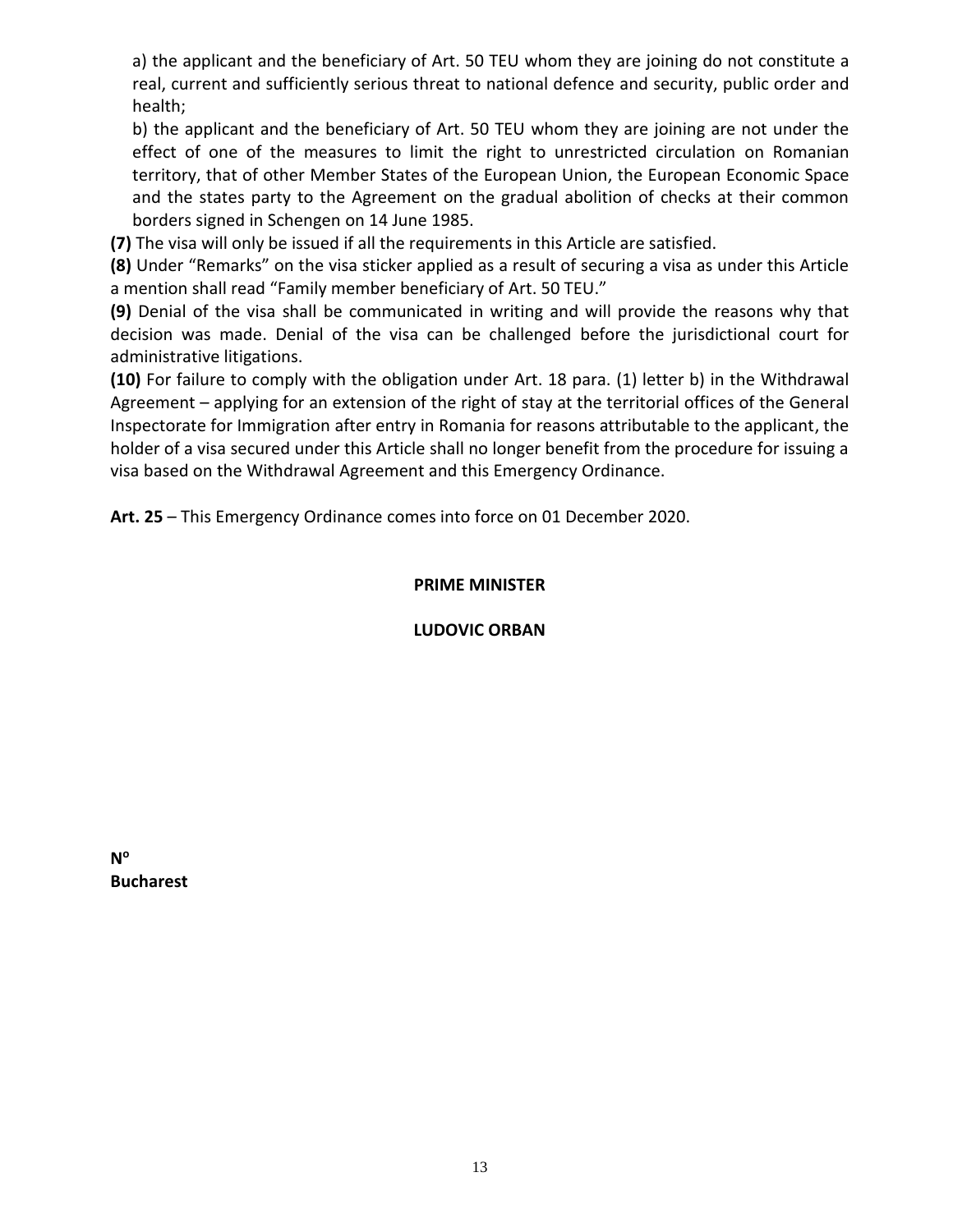a) the applicant and the beneficiary of Art. 50 TEU whom they are joining do not constitute a real, current and sufficiently serious threat to national defence and security, public order and health;

b) the applicant and the beneficiary of Art. 50 TEU whom they are joining are not under the effect of one of the measures to limit the right to unrestricted circulation on Romanian territory, that of other Member States of the European Union, the European Economic Space and the states party to the Agreement on the gradual abolition of checks at their common borders signed in Schengen on 14 June 1985.

**(7)** The visa will only be issued if all the requirements in this Article are satisfied.

**(8)** Under "Remarks" on the visa sticker applied as a result of securing a visa as under this Article a mention shall read "Family member beneficiary of Art. 50 TEU."

**(9)** Denial of the visa shall be communicated in writing and will provide the reasons why that decision was made. Denial of the visa can be challenged before the jurisdictional court for administrative litigations.

**(10)** For failure to comply with the obligation under Art. 18 para. (1) letter b) in the Withdrawal Agreement – applying for an extension of the right of stay at the territorial offices of the General Inspectorate for Immigration after entry in Romania for reasons attributable to the applicant, the holder of a visa secured under this Article shall no longer benefit from the procedure for issuing a visa based on the Withdrawal Agreement and this Emergency Ordinance.

**Art. 25** – This Emergency Ordinance comes into force on 01 December 2020.

**PRIME MINISTER**

**LUDOVIC ORBAN**

**Nº**
**Bucharest**